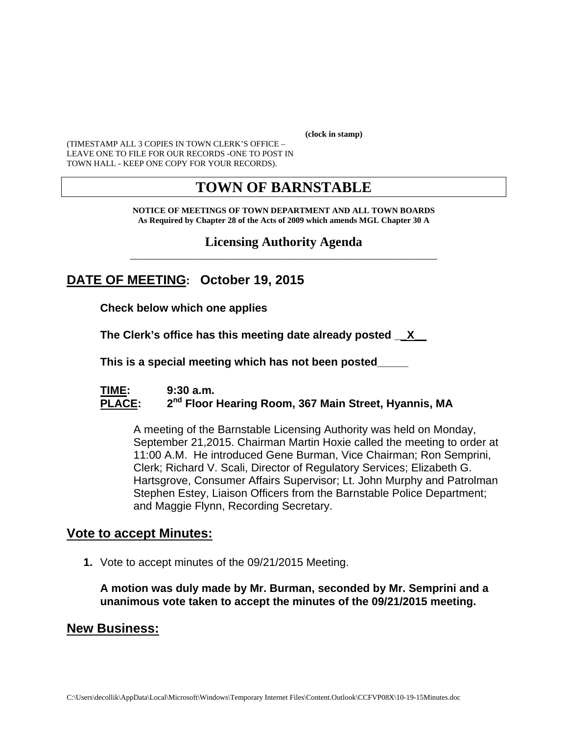**(clock in stamp)**

(TIMESTAMP ALL 3 COPIES IN TOWN CLERK'S OFFICE – LEAVE ONE TO FILE FOR OUR RECORDS -ONE TO POST IN TOWN HALL - KEEP ONE COPY FOR YOUR RECORDS).

# TOWN OF BARNSTABLE

**NOTICE OF MEETINGS OF TOWN DEPARTMENT AND ALL TOWN BOARDS**
**As Required by Chapter 28 of the Acts of 2009 which amends MGL Chapter 30 A**

## Licensing Authority Agenda

## DATE OF MEETING: October 19, 2015

**Check below which one applies**

**The Clerk's office has this meeting date already posted \_\_X\_\_**

**This is a special meeting which has not been posted\_\_\_\_\_**

**TIME:** **9:30 a.m.**
**PLACE:** **2nd Floor Hearing Room, 367 Main Street, Hyannis, MA**

A meeting of the Barnstable Licensing Authority was held on Monday, September 21,2015. Chairman Martin Hoxie called the meeting to order at 11:00 A.M. He introduced Gene Burman, Vice Chairman; Ron Semprini, Clerk; Richard V. Scali, Director of Regulatory Services; Elizabeth G. Hartsgrove, Consumer Affairs Supervisor; Lt. John Murphy and Patrolman Stephen Estey, Liaison Officers from the Barnstable Police Department; and Maggie Flynn, Recording Secretary.

## Vote to accept Minutes:

1. Vote to accept minutes of the 09/21/2015 Meeting.

   **A motion was duly made by Mr. Burman, seconded by Mr. Semprini and a unanimous vote taken to accept the minutes of the 09/21/2015 meeting.**

## New Business: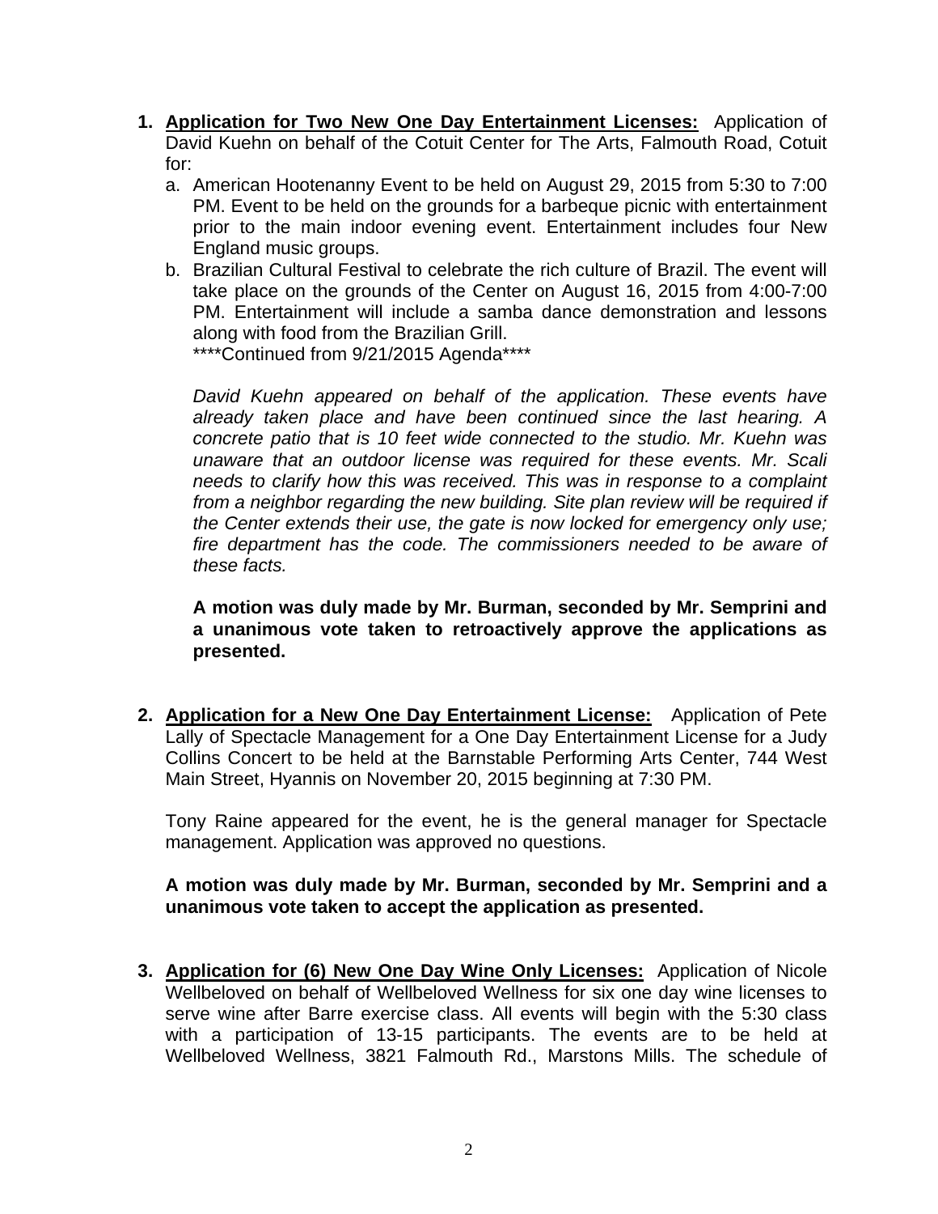1. **Application for Two New One Day Entertainment Licenses:** Application of David Kuehn on behalf of the Cotuit Center for The Arts, Falmouth Road, Cotuit for:
   a. American Hootenanny Event to be held on August 29, 2015 from 5:30 to 7:00 PM. Event to be held on the grounds for a barbeque picnic with entertainment prior to the main indoor evening event. Entertainment includes four New England music groups.
   b. Brazilian Cultural Festival to celebrate the rich culture of Brazil. The event will take place on the grounds of the Center on August 16, 2015 from 4:00-7:00 PM. Entertainment will include a samba dance demonstration and lessons along with food from the Brazilian Grill.
   ****Continued from 9/21/2015 Agenda****

   *David Kuehn appeared on behalf of the application. These events have already taken place and have been continued since the last hearing. A concrete patio that is 10 feet wide connected to the studio. Mr. Kuehn was unaware that an outdoor license was required for these events. Mr. Scali needs to clarify how this was received. This was in response to a complaint from a neighbor regarding the new building. Site plan review will be required if the Center extends their use, the gate is now locked for emergency only use; fire department has the code. The commissioners needed to be aware of these facts.*

   **A motion was duly made by Mr. Burman, seconded by Mr. Semprini and a unanimous vote taken to retroactively approve the applications as presented.**

2. **Application for a New One Day Entertainment License:** Application of Pete Lally of Spectacle Management for a One Day Entertainment License for a Judy Collins Concert to be held at the Barnstable Performing Arts Center, 744 West Main Street, Hyannis on November 20, 2015 beginning at 7:30 PM.

   Tony Raine appeared for the event, he is the general manager for Spectacle management. Application was approved no questions.

   **A motion was duly made by Mr. Burman, seconded by Mr. Semprini and a unanimous vote taken to accept the application as presented.**

3. **Application for (6) New One Day Wine Only Licenses:** Application of Nicole Wellbeloved on behalf of Wellbeloved Wellness for six one day wine licenses to serve wine after Barre exercise class. All events will begin with the 5:30 class with a participation of 13-15 participants. The events are to be held at Wellbeloved Wellness, 3821 Falmouth Rd., Marstons Mills. The schedule of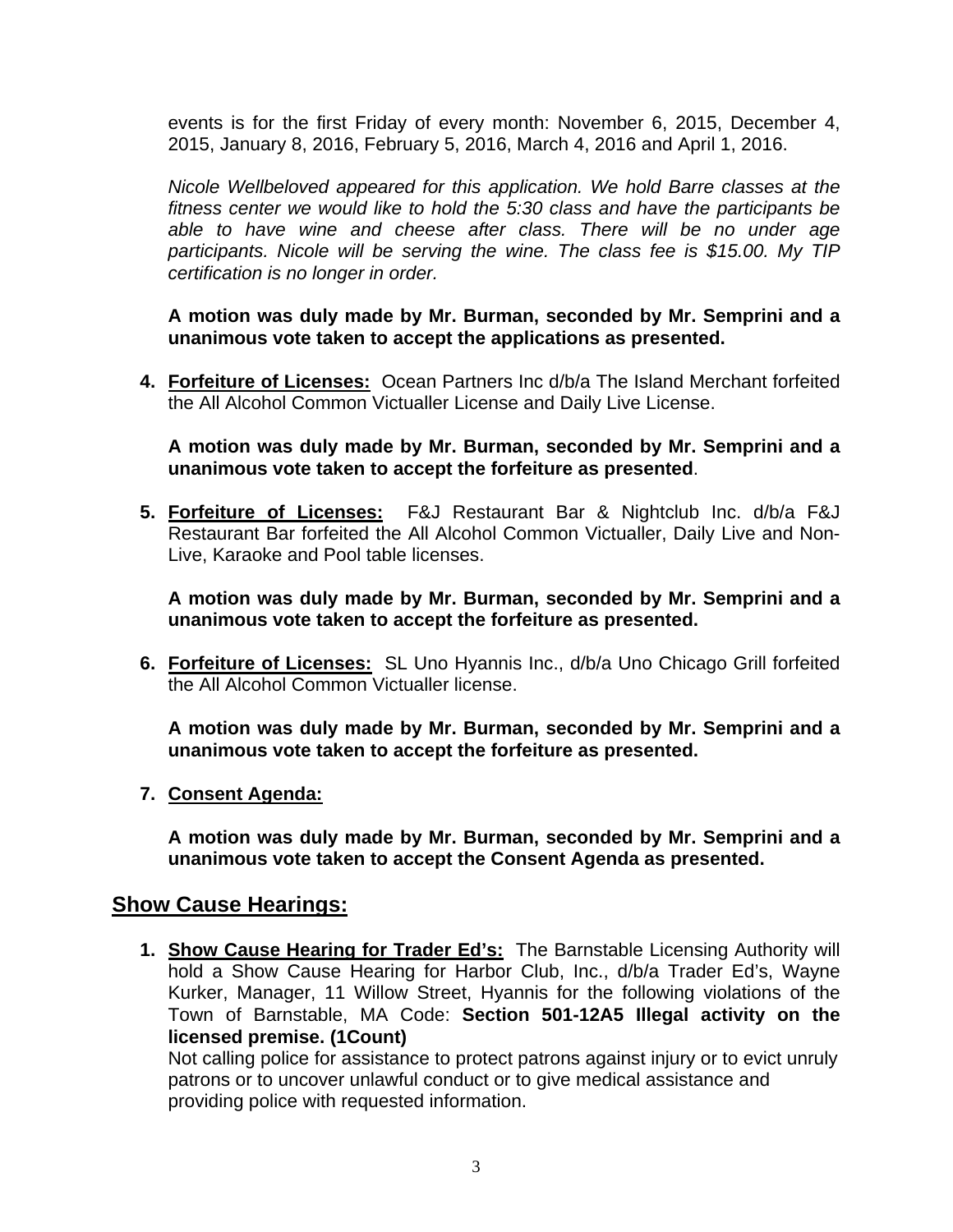events is for the first Friday of every month: November 6, 2015, December 4, 2015, January 8, 2016, February 5, 2016, March 4, 2016 and April 1, 2016.

*Nicole Wellbeloved appeared for this application. We hold Barre classes at the fitness center we would like to hold the 5:30 class and have the participants be able to have wine and cheese after class. There will be no under age participants. Nicole will be serving the wine. The class fee is $15.00. My TIP certification is no longer in order.*

**A motion was duly made by Mr. Burman, seconded by Mr. Semprini and a unanimous vote taken to accept the applications as presented.**

4. **Forfeiture of Licenses:** Ocean Partners Inc d/b/a The Island Merchant forfeited the All Alcohol Common Victualler License and Daily Live License.

   **A motion was duly made by Mr. Burman, seconded by Mr. Semprini and a unanimous vote taken to accept the forfeiture as presented**.

5. **Forfeiture of Licenses:** F&J Restaurant Bar & Nightclub Inc. d/b/a F&J Restaurant Bar forfeited the All Alcohol Common Victualler, Daily Live and Non-Live, Karaoke and Pool table licenses.

   **A motion was duly made by Mr. Burman, seconded by Mr. Semprini and a unanimous vote taken to accept the forfeiture as presented.**

6. **Forfeiture of Licenses:** SL Uno Hyannis Inc., d/b/a Uno Chicago Grill forfeited the All Alcohol Common Victualler license.

   **A motion was duly made by Mr. Burman, seconded by Mr. Semprini and a unanimous vote taken to accept the forfeiture as presented.**

7. **Consent Agenda:**

   **A motion was duly made by Mr. Burman, seconded by Mr. Semprini and a unanimous vote taken to accept the Consent Agenda as presented.**

## Show Cause Hearings:

1. **Show Cause Hearing for Trader Ed's:** The Barnstable Licensing Authority will hold a Show Cause Hearing for Harbor Club, Inc., d/b/a Trader Ed's, Wayne Kurker, Manager, 11 Willow Street, Hyannis for the following violations of the Town of Barnstable, MA Code: **Section 501-12A5 Illegal activity on the licensed premise. (1Count)**
   Not calling police for assistance to protect patrons against injury or to evict unruly patrons or to uncover unlawful conduct or to give medical assistance and providing police with requested information.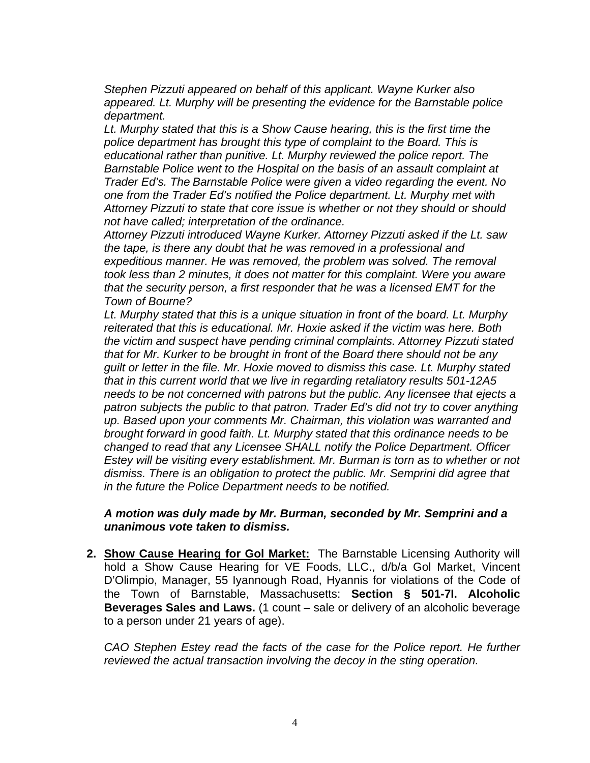*Stephen Pizzuti appeared on behalf of this applicant. Wayne Kurker also appeared. Lt. Murphy will be presenting the evidence for the Barnstable police department.*

*Lt. Murphy stated that this is a Show Cause hearing, this is the first time the police department has brought this type of complaint to the Board. This is educational rather than punitive. Lt. Murphy reviewed the police report. The Barnstable Police went to the Hospital on the basis of an assault complaint at Trader Ed's. The Barnstable Police were given a video regarding the event. No one from the Trader Ed's notified the Police department. Lt. Murphy met with Attorney Pizzuti to state that core issue is whether or not they should or should not have called; interpretation of the ordinance.*

*Attorney Pizzuti introduced Wayne Kurker. Attorney Pizzuti asked if the Lt. saw the tape, is there any doubt that he was removed in a professional and expeditious manner. He was removed, the problem was solved. The removal took less than 2 minutes, it does not matter for this complaint. Were you aware that the security person, a first responder that he was a licensed EMT for the Town of Bourne?*

*Lt. Murphy stated that this is a unique situation in front of the board. Lt. Murphy reiterated that this is educational. Mr. Hoxie asked if the victim was here. Both the victim and suspect have pending criminal complaints. Attorney Pizzuti stated that for Mr. Kurker to be brought in front of the Board there should not be any guilt or letter in the file. Mr. Hoxie moved to dismiss this case. Lt. Murphy stated that in this current world that we live in regarding retaliatory results 501-12A5 needs to be not concerned with patrons but the public. Any licensee that ejects a patron subjects the public to that patron. Trader Ed's did not try to cover anything up. Based upon your comments Mr. Chairman, this violation was warranted and brought forward in good faith. Lt. Murphy stated that this ordinance needs to be changed to read that any Licensee SHALL notify the Police Department. Officer Estey will be visiting every establishment. Mr. Burman is torn as to whether or not dismiss. There is an obligation to protect the public. Mr. Semprini did agree that in the future the Police Department needs to be notified.*

***A motion was duly made by Mr. Burman, seconded by Mr. Semprini and a unanimous vote taken to dismiss.***

2. **Show Cause Hearing for Gol Market:** The Barnstable Licensing Authority will hold a Show Cause Hearing for VE Foods, LLC., d/b/a Gol Market, Vincent D'Olimpio, Manager, 55 Iyannough Road, Hyannis for violations of the Code of the Town of Barnstable, Massachusetts: **Section § 501-7I. Alcoholic Beverages Sales and Laws.** (1 count – sale or delivery of an alcoholic beverage to a person under 21 years of age).

   *CAO Stephen Estey read the facts of the case for the Police report. He further reviewed the actual transaction involving the decoy in the sting operation.*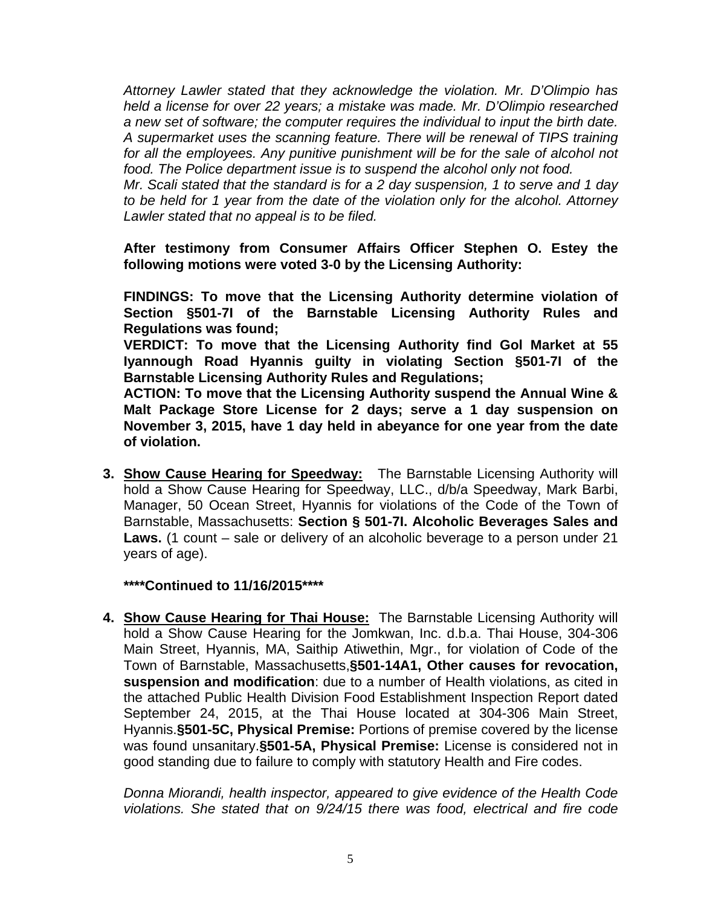*Attorney Lawler stated that they acknowledge the violation. Mr. D'Olimpio has held a license for over 22 years; a mistake was made. Mr. D'Olimpio researched a new set of software; the computer requires the individual to input the birth date. A supermarket uses the scanning feature. There will be renewal of TIPS training for all the employees. Any punitive punishment will be for the sale of alcohol not food. The Police department issue is to suspend the alcohol only not food.*
*Mr. Scali stated that the standard is for a 2 day suspension, 1 to serve and 1 day to be held for 1 year from the date of the violation only for the alcohol. Attorney Lawler stated that no appeal is to be filed.*

**After testimony from Consumer Affairs Officer Stephen O. Estey the following motions were voted 3-0 by the Licensing Authority:**

**FINDINGS: To move that the Licensing Authority determine violation of Section §501-7I of the Barnstable Licensing Authority Rules and Regulations was found;**
**VERDICT: To move that the Licensing Authority find Gol Market at 55 Iyannough Road Hyannis guilty in violating Section §501-7I of the Barnstable Licensing Authority Rules and Regulations;**
**ACTION: To move that the Licensing Authority suspend the Annual Wine & Malt Package Store License for 2 days; serve a 1 day suspension on November 3, 2015, have 1 day held in abeyance for one year from the date of violation.**

3. **Show Cause Hearing for Speedway:** The Barnstable Licensing Authority will hold a Show Cause Hearing for Speedway, LLC., d/b/a Speedway, Mark Barbi, Manager, 50 Ocean Street, Hyannis for violations of the Code of the Town of Barnstable, Massachusetts: **Section § 501-7I. Alcoholic Beverages Sales and Laws.** (1 count – sale or delivery of an alcoholic beverage to a person under 21 years of age).

   **\*\*\*\*Continued to 11/16/2015\*\*\*\***

4. **Show Cause Hearing for Thai House:** The Barnstable Licensing Authority will hold a Show Cause Hearing for the Jomkwan, Inc. d.b.a. Thai House, 304-306 Main Street, Hyannis, MA, Saithip Atiwethin, Mgr., for violation of Code of the Town of Barnstable, Massachusetts,**§501-14A1, Other causes for revocation, suspension and modification**: due to a number of Health violations, as cited in the attached Public Health Division Food Establishment Inspection Report dated September 24, 2015, at the Thai House located at 304-306 Main Street, Hyannis.**§501-5C, Physical Premise:** Portions of premise covered by the license was found unsanitary.**§501-5A, Physical Premise:** License is considered not in good standing due to failure to comply with statutory Health and Fire codes.

   *Donna Miorandi, health inspector, appeared to give evidence of the Health Code violations. She stated that on 9/24/15 there was food, electrical and fire code*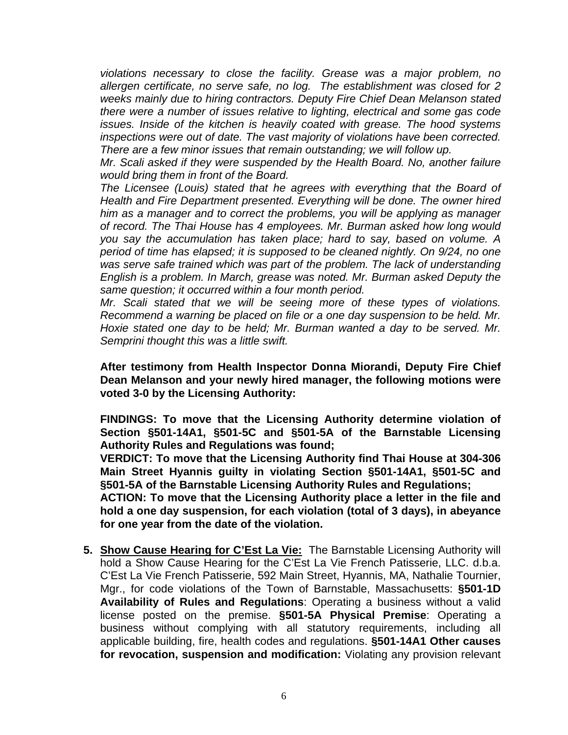*violations necessary to close the facility. Grease was a major problem, no allergen certificate, no serve safe, no log. The establishment was closed for 2 weeks mainly due to hiring contractors. Deputy Fire Chief Dean Melanson stated there were a number of issues relative to lighting, electrical and some gas code issues. Inside of the kitchen is heavily coated with grease. The hood systems inspections were out of date. The vast majority of violations have been corrected. There are a few minor issues that remain outstanding; we will follow up.*

*Mr. Scali asked if they were suspended by the Health Board. No, another failure would bring them in front of the Board.*

*The Licensee (Louis) stated that he agrees with everything that the Board of Health and Fire Department presented. Everything will be done. The owner hired him as a manager and to correct the problems, you will be applying as manager of record. The Thai House has 4 employees. Mr. Burman asked how long would you say the accumulation has taken place; hard to say, based on volume. A period of time has elapsed; it is supposed to be cleaned nightly. On 9/24, no one was serve safe trained which was part of the problem. The lack of understanding English is a problem. In March, grease was noted. Mr. Burman asked Deputy the same question; it occurred within a four month period.*

*Mr. Scali stated that we will be seeing more of these types of violations. Recommend a warning be placed on file or a one day suspension to be held. Mr. Hoxie stated one day to be held; Mr. Burman wanted a day to be served. Mr. Semprini thought this was a little swift.*

**After testimony from Health Inspector Donna Miorandi, Deputy Fire Chief Dean Melanson and your newly hired manager, the following motions were voted 3-0 by the Licensing Authority:**

**FINDINGS: To move that the Licensing Authority determine violation of Section §501-14A1, §501-5C and §501-5A of the Barnstable Licensing Authority Rules and Regulations was found;**

**VERDICT: To move that the Licensing Authority find Thai House at 304-306 Main Street Hyannis guilty in violating Section §501-14A1, §501-5C and §501-5A of the Barnstable Licensing Authority Rules and Regulations;**

**ACTION: To move that the Licensing Authority place a letter in the file and hold a one day suspension, for each violation (total of 3 days), in abeyance for one year from the date of the violation.**

5. **Show Cause Hearing for C'Est La Vie:** The Barnstable Licensing Authority will hold a Show Cause Hearing for the C'Est La Vie French Patisserie, LLC. d.b.a. C'Est La Vie French Patisserie, 592 Main Street, Hyannis, MA, Nathalie Tournier, Mgr., for code violations of the Town of Barnstable, Massachusetts: **§501-1D Availability of Rules and Regulations**: Operating a business without a valid license posted on the premise. **§501-5A Physical Premise**: Operating a business without complying with all statutory requirements, including all applicable building, fire, health codes and regulations. **§501-14A1 Other causes for revocation, suspension and modification:** Violating any provision relevant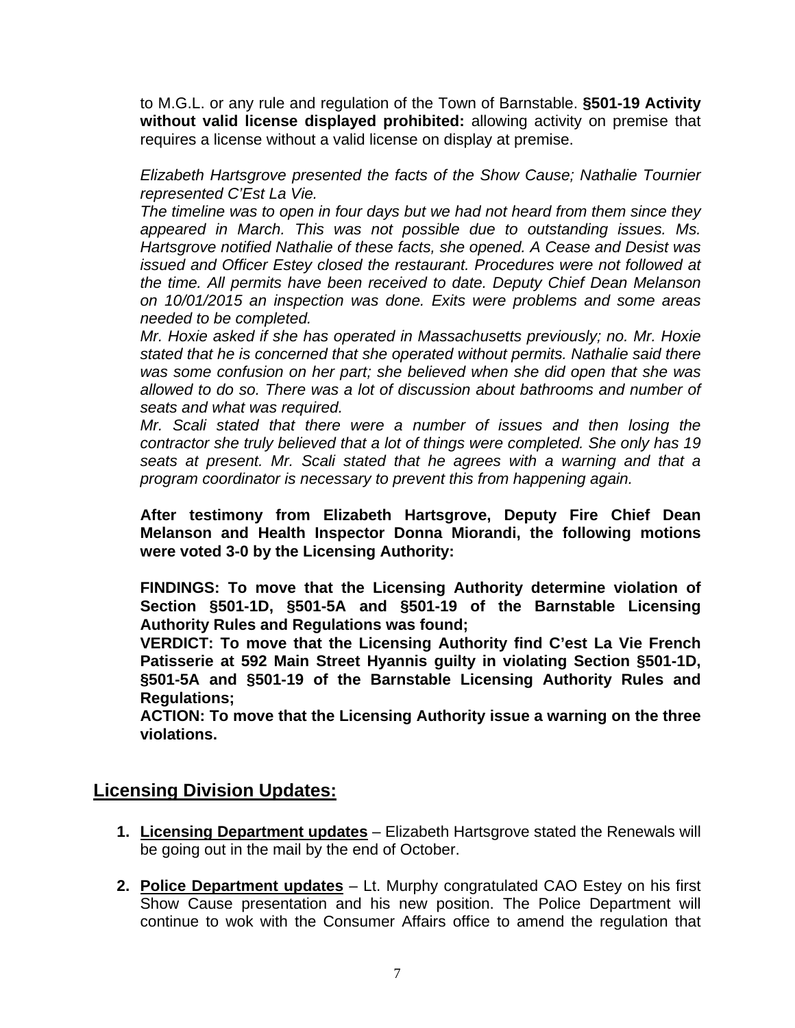to M.G.L. or any rule and regulation of the Town of Barnstable. **§501-19 Activity without valid license displayed prohibited:** allowing activity on premise that requires a license without a valid license on display at premise.

*Elizabeth Hartsgrove presented the facts of the Show Cause; Nathalie Tournier represented C'Est La Vie.*
*The timeline was to open in four days but we had not heard from them since they appeared in March. This was not possible due to outstanding issues. Ms. Hartsgrove notified Nathalie of these facts, she opened. A Cease and Desist was issued and Officer Estey closed the restaurant. Procedures were not followed at the time. All permits have been received to date. Deputy Chief Dean Melanson on 10/01/2015 an inspection was done. Exits were problems and some areas needed to be completed.*
*Mr. Hoxie asked if she has operated in Massachusetts previously; no. Mr. Hoxie stated that he is concerned that she operated without permits. Nathalie said there was some confusion on her part; she believed when she did open that she was allowed to do so. There was a lot of discussion about bathrooms and number of seats and what was required.*
*Mr. Scali stated that there were a number of issues and then losing the contractor she truly believed that a lot of things were completed. She only has 19 seats at present. Mr. Scali stated that he agrees with a warning and that a program coordinator is necessary to prevent this from happening again.*

**After testimony from Elizabeth Hartsgrove, Deputy Fire Chief Dean Melanson and Health Inspector Donna Miorandi, the following motions were voted 3-0 by the Licensing Authority:**

**FINDINGS: To move that the Licensing Authority determine violation of Section §501-1D, §501-5A and §501-19 of the Barnstable Licensing Authority Rules and Regulations was found;**
**VERDICT: To move that the Licensing Authority find C'est La Vie French Patisserie at 592 Main Street Hyannis guilty in violating Section §501-1D, §501-5A and §501-19 of the Barnstable Licensing Authority Rules and Regulations;**
**ACTION: To move that the Licensing Authority issue a warning on the three violations.**

## Licensing Division Updates:

1. **Licensing Department updates** – Elizabeth Hartsgrove stated the Renewals will be going out in the mail by the end of October.

2. **Police Department updates** – Lt. Murphy congratulated CAO Estey on his first Show Cause presentation and his new position. The Police Department will continue to wok with the Consumer Affairs office to amend the regulation that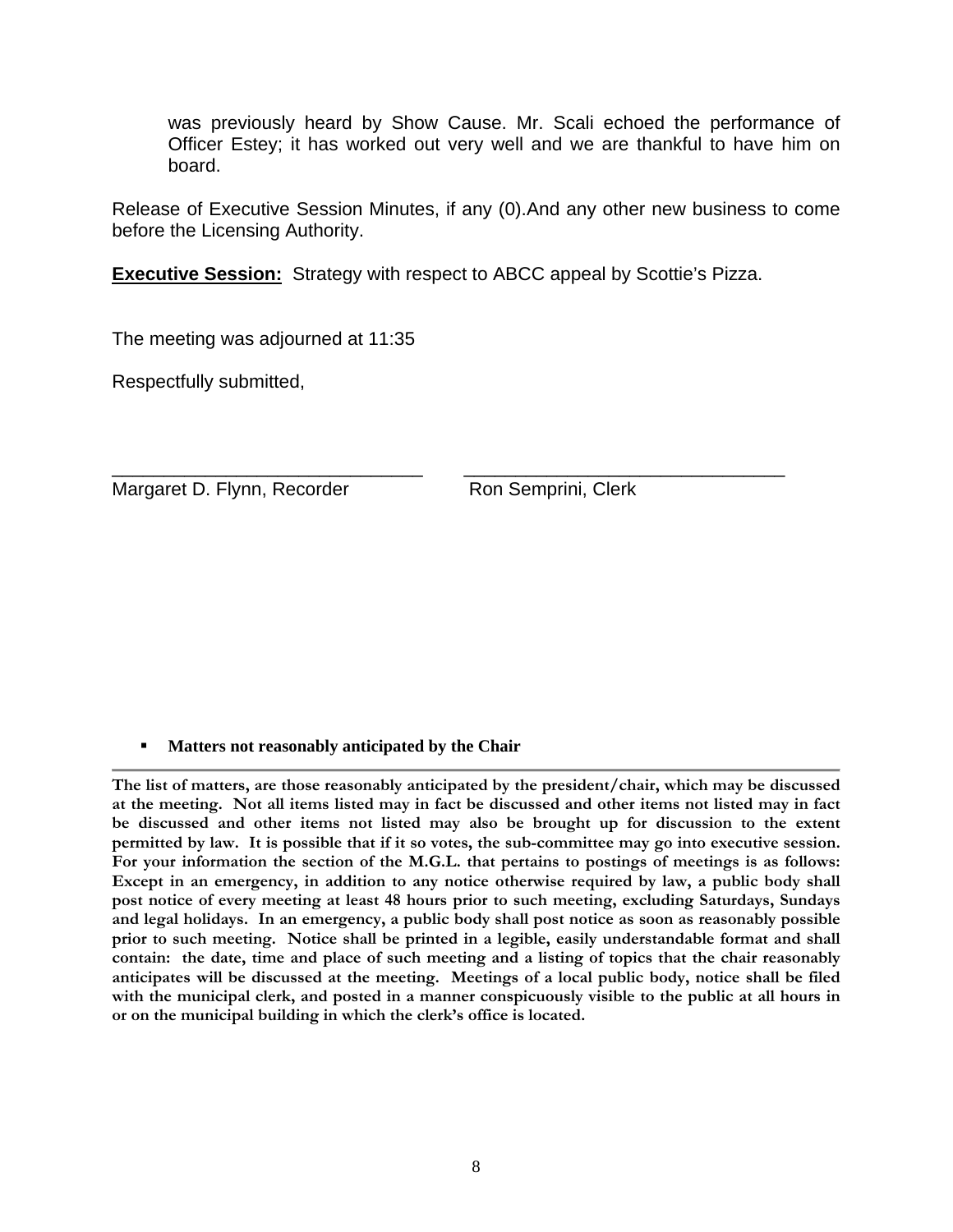was previously heard by Show Cause. Mr. Scali echoed the performance of Officer Estey; it has worked out very well and we are thankful to have him on board.

Release of Executive Session Minutes, if any (0).And any other new business to come before the Licensing Authority.

**Executive Session:** Strategy with respect to ABCC appeal by Scottie's Pizza.

The meeting was adjourned at 11:35

Respectfully submitted,

\_\_\_\_\_\_\_\_\_\_\_\_\_\_\_\_\_\_\_\_\_\_\_\_\_\_\_\_\_\_ \_\_\_\_\_\_\_\_\_\_\_\_\_\_\_\_\_\_\_\_\_\_\_\_\_\_\_\_\_\_\_
Margaret D. Flynn, Recorder Ron Semprini, Clerk

- **Matters not reasonably anticipated by the Chair**

---

**The list of matters, are those reasonably anticipated by the president/chair, which may be discussed at the meeting. Not all items listed may in fact be discussed and other items not listed may in fact be discussed and other items not listed may also be brought up for discussion to the extent permitted by law. It is possible that if it so votes, the sub-committee may go into executive session. For your information the section of the M.G.L. that pertains to postings of meetings is as follows: Except in an emergency, in addition to any notice otherwise required by law, a public body shall post notice of every meeting at least 48 hours prior to such meeting, excluding Saturdays, Sundays and legal holidays. In an emergency, a public body shall post notice as soon as reasonably possible prior to such meeting. Notice shall be printed in a legible, easily understandable format and shall contain: the date, time and place of such meeting and a listing of topics that the chair reasonably anticipates will be discussed at the meeting. Meetings of a local public body, notice shall be filed with the municipal clerk, and posted in a manner conspicuously visible to the public at all hours in or on the municipal building in which the clerk's office is located.**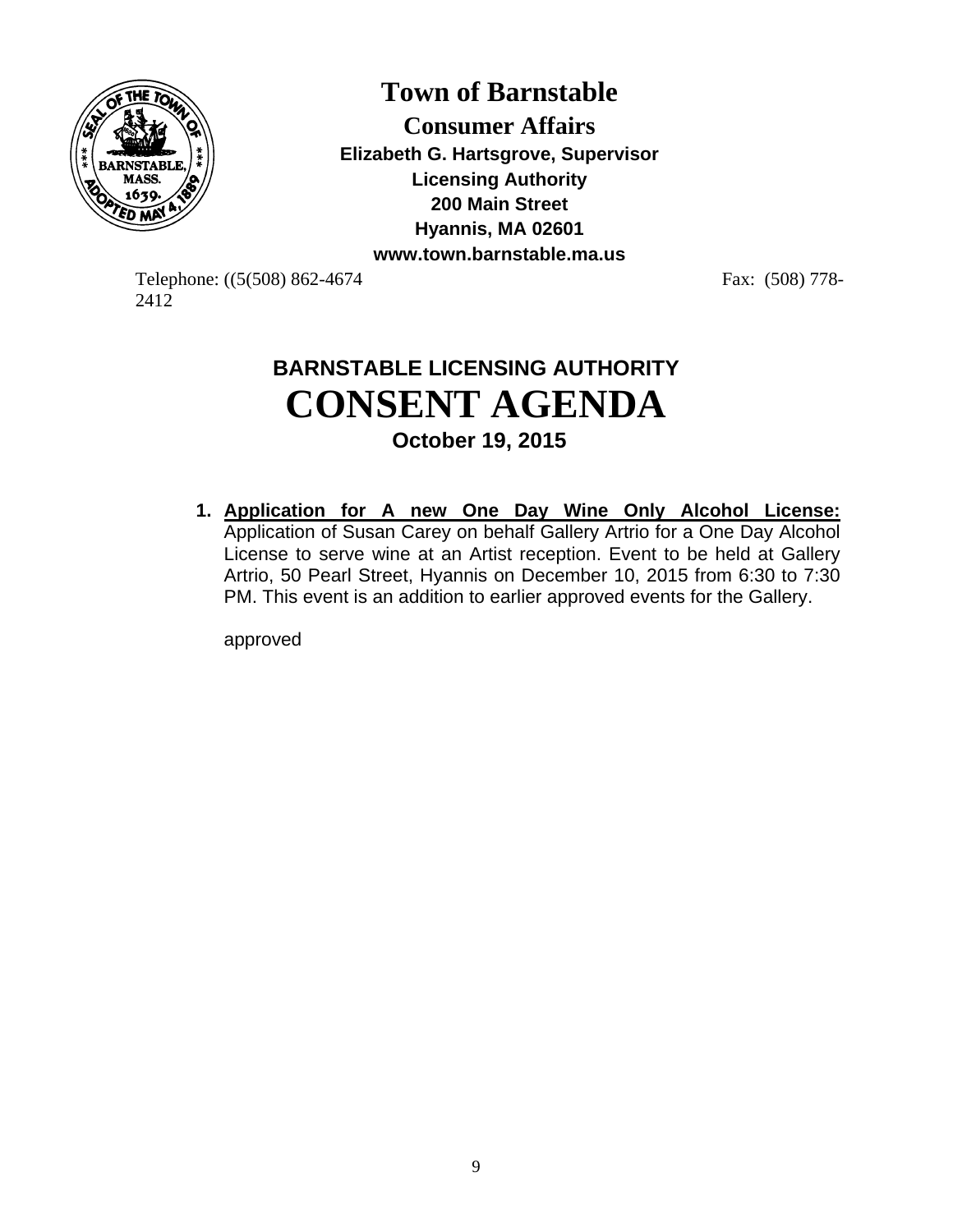# Town of Barnstable

**Consumer Affairs**

**Elizabeth G. Hartsgrove, Supervisor**

**Licensing Authority**

**200 Main Street**

**Hyannis, MA 02601**

**www.town.barnstable.ma.us**

Telephone: ((5(508) 862-4674 Fax: (508) 778-2412

## BARNSTABLE LICENSING AUTHORITY

# CONSENT AGENDA

**October 19, 2015**

1. **Application for A new One Day Wine Only Alcohol License:** Application of Susan Carey on behalf Gallery Artrio for a One Day Alcohol License to serve wine at an Artist reception. Event to be held at Gallery Artrio, 50 Pearl Street, Hyannis on December 10, 2015 from 6:30 to 7:30 PM. This event is an addition to earlier approved events for the Gallery.

   approved